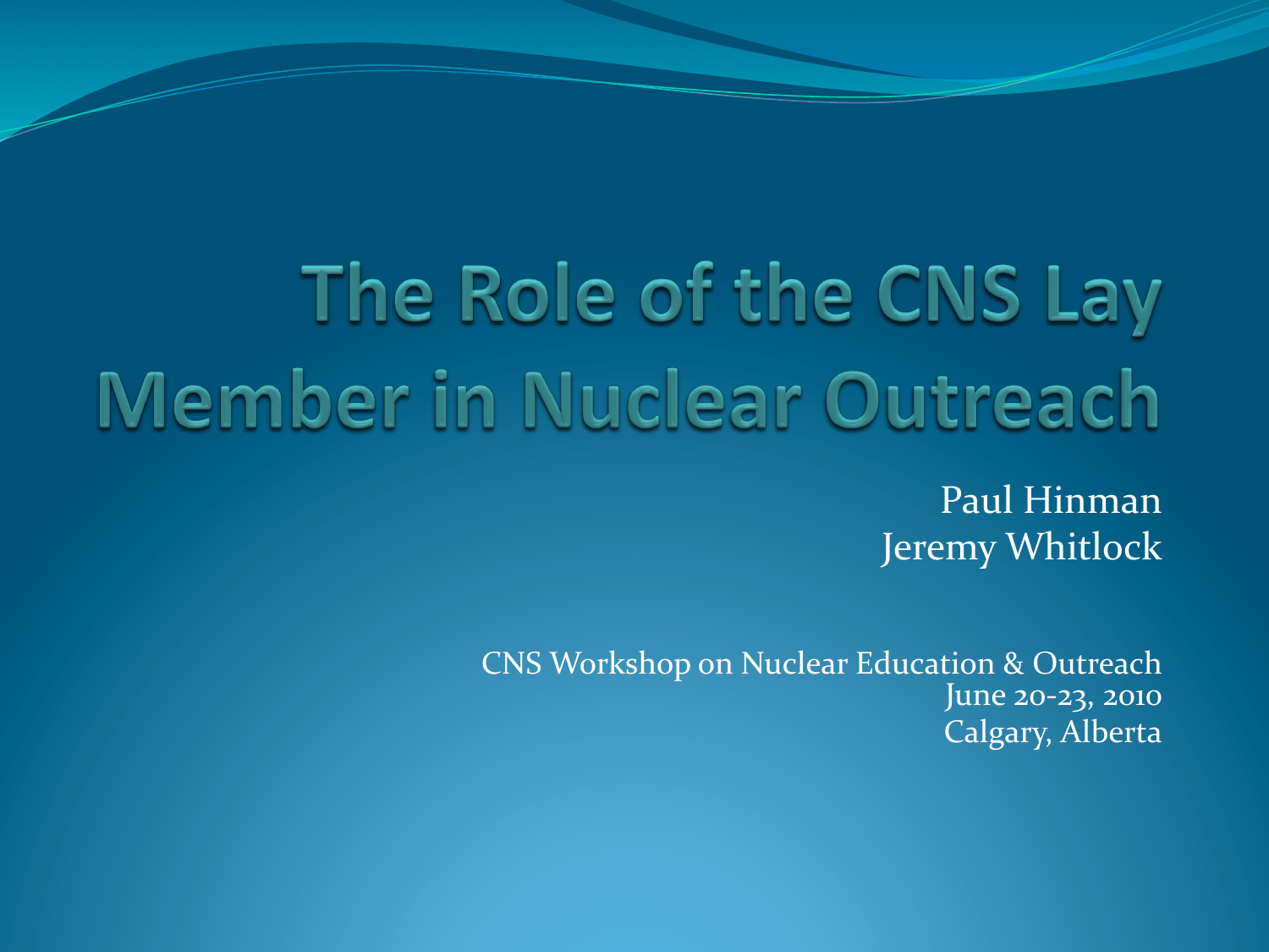# The Role of the CNS Lay Member in Nuclear Outreach

Paul Hinman
Jeremy Whitlock

CNS Workshop on Nuclear Education & Outreach
June 20-23, 2010
Calgary, Alberta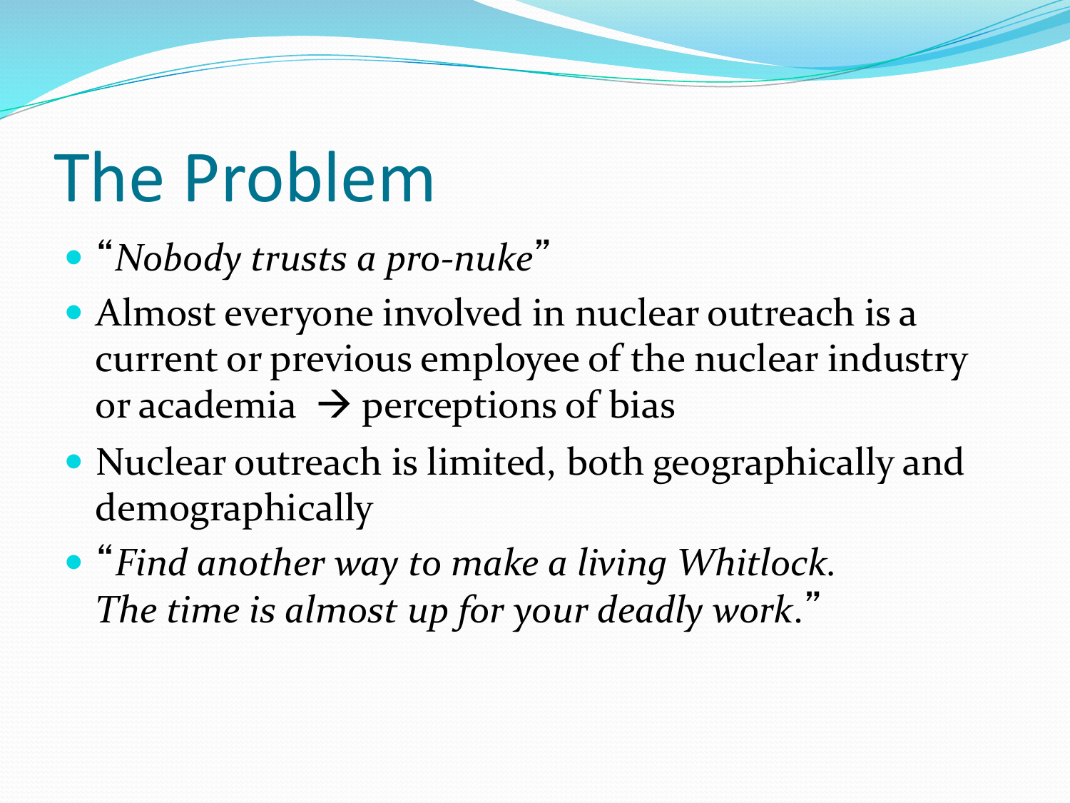# The Problem

- "*Nobody trusts a pro-nuke*"
- Almost everyone involved in nuclear outreach is a current or previous employee of the nuclear industry or academia → perceptions of bias
- Nuclear outreach is limited, both geographically and demographically
- "*Find another way to make a living Whitlock. The time is almost up for your deadly work.*"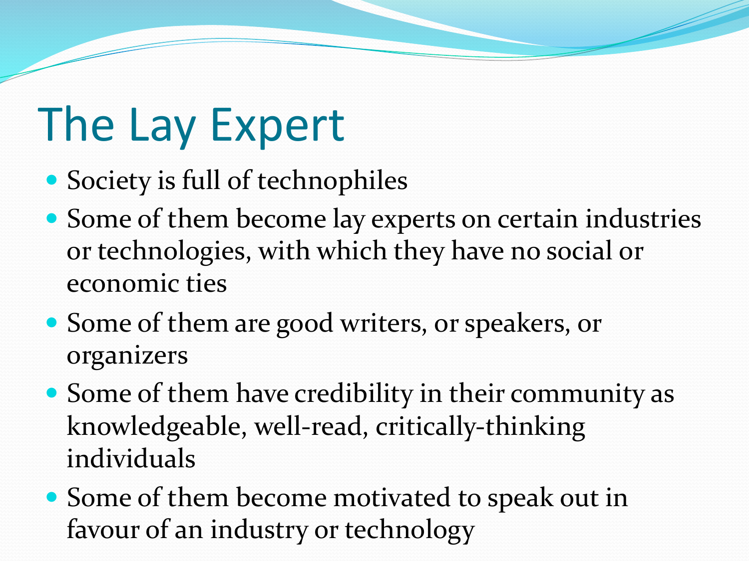# The Lay Expert

- Society is full of technophiles
- Some of them become lay experts on certain industries or technologies, with which they have no social or economic ties
- Some of them are good writers, or speakers, or organizers
- Some of them have credibility in their community as knowledgeable, well-read, critically-thinking individuals
- Some of them become motivated to speak out in favour of an industry or technology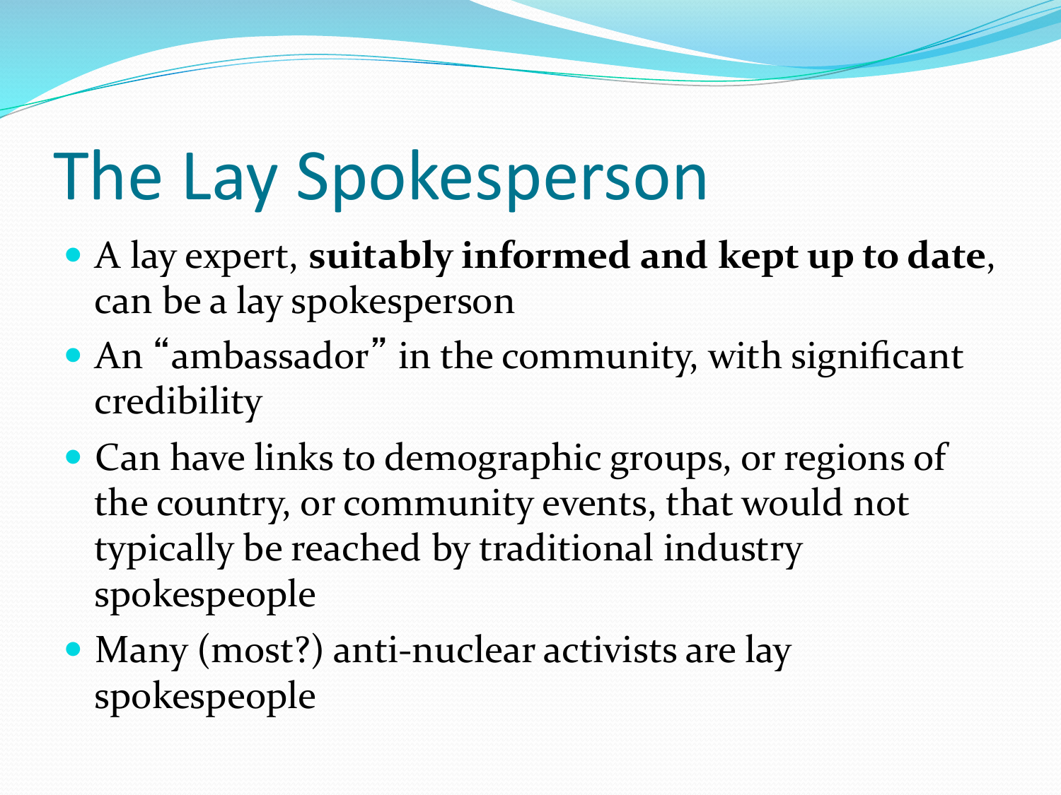# The Lay Spokesperson

- A lay expert, **suitably informed and kept up to date**, can be a lay spokesperson
- An "ambassador" in the community, with significant credibility
- Can have links to demographic groups, or regions of the country, or community events, that would not typically be reached by traditional industry spokespeople
- Many (most?) anti-nuclear activists are lay spokespeople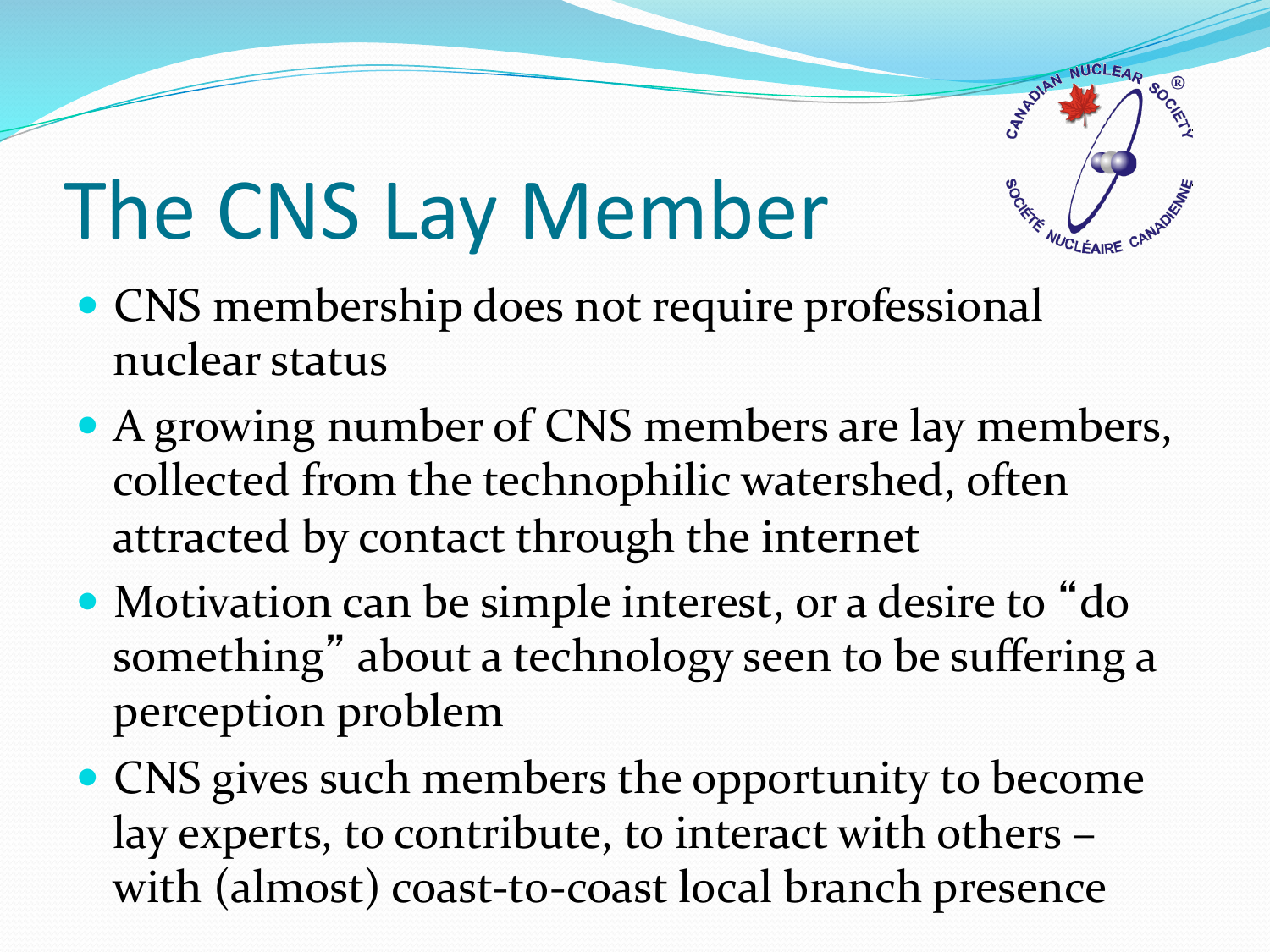# The CNS Lay Member

- CNS membership does not require professional nuclear status
- A growing number of CNS members are lay members, collected from the technophilic watershed, often attracted by contact through the internet
- Motivation can be simple interest, or a desire to "do something" about a technology seen to be suffering a perception problem
- CNS gives such members the opportunity to become lay experts, to contribute, to interact with others – with (almost) coast-to-coast local branch presence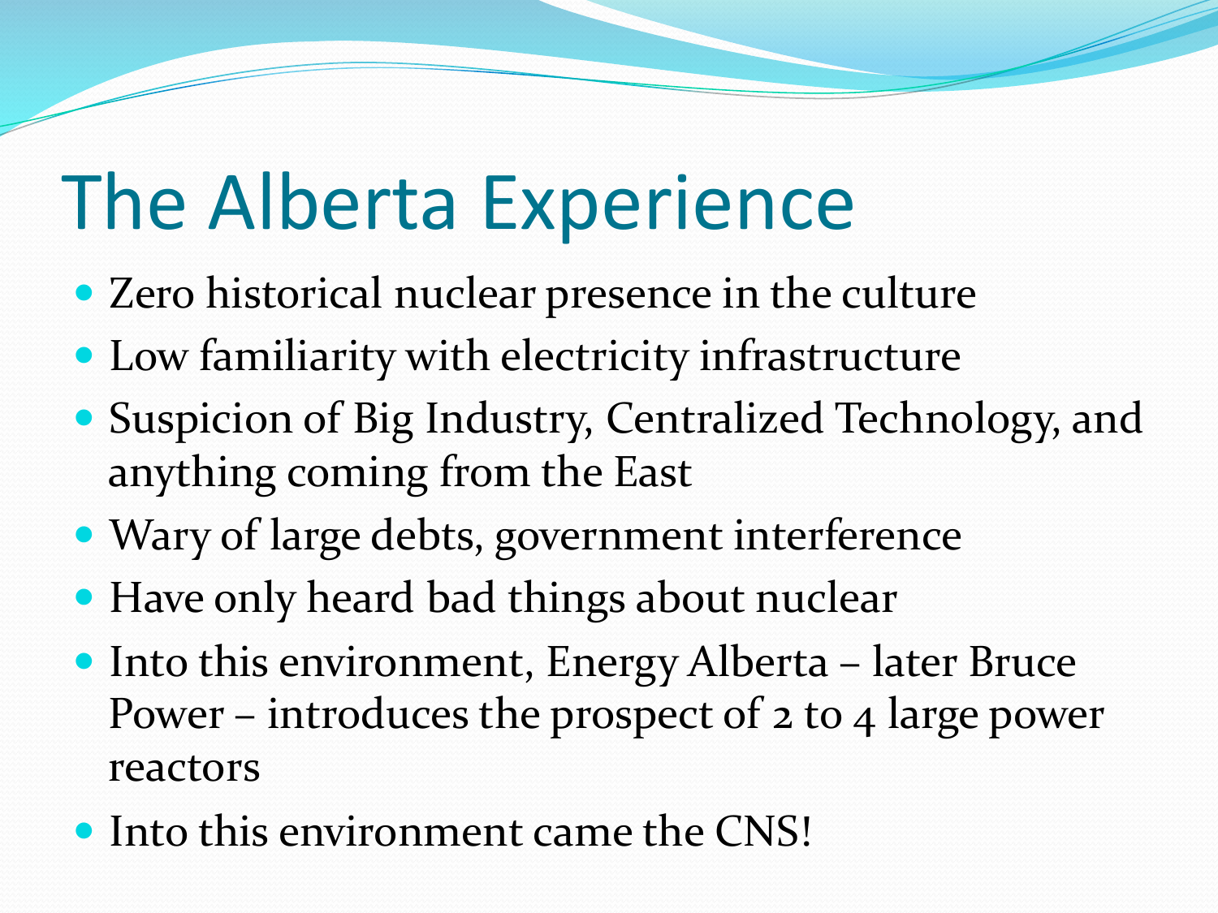# The Alberta Experience

- Zero historical nuclear presence in the culture
- Low familiarity with electricity infrastructure
- Suspicion of Big Industry, Centralized Technology, and anything coming from the East
- Wary of large debts, government interference
- Have only heard bad things about nuclear
- Into this environment, Energy Alberta – later Bruce Power – introduces the prospect of 2 to 4 large power reactors
- Into this environment came the CNS!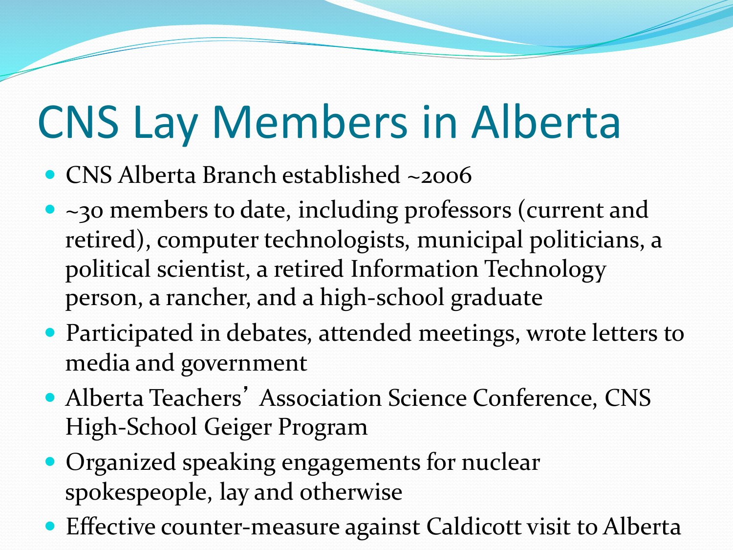# CNS Lay Members in Alberta

- CNS Alberta Branch established ~2006
- ~30 members to date, including professors (current and retired), computer technologists, municipal politicians, a political scientist, a retired Information Technology person, a rancher, and a high-school graduate
- Participated in debates, attended meetings, wrote letters to media and government
- Alberta Teachers' Association Science Conference, CNS High-School Geiger Program
- Organized speaking engagements for nuclear spokespeople, lay and otherwise
- Effective counter-measure against Caldicott visit to Alberta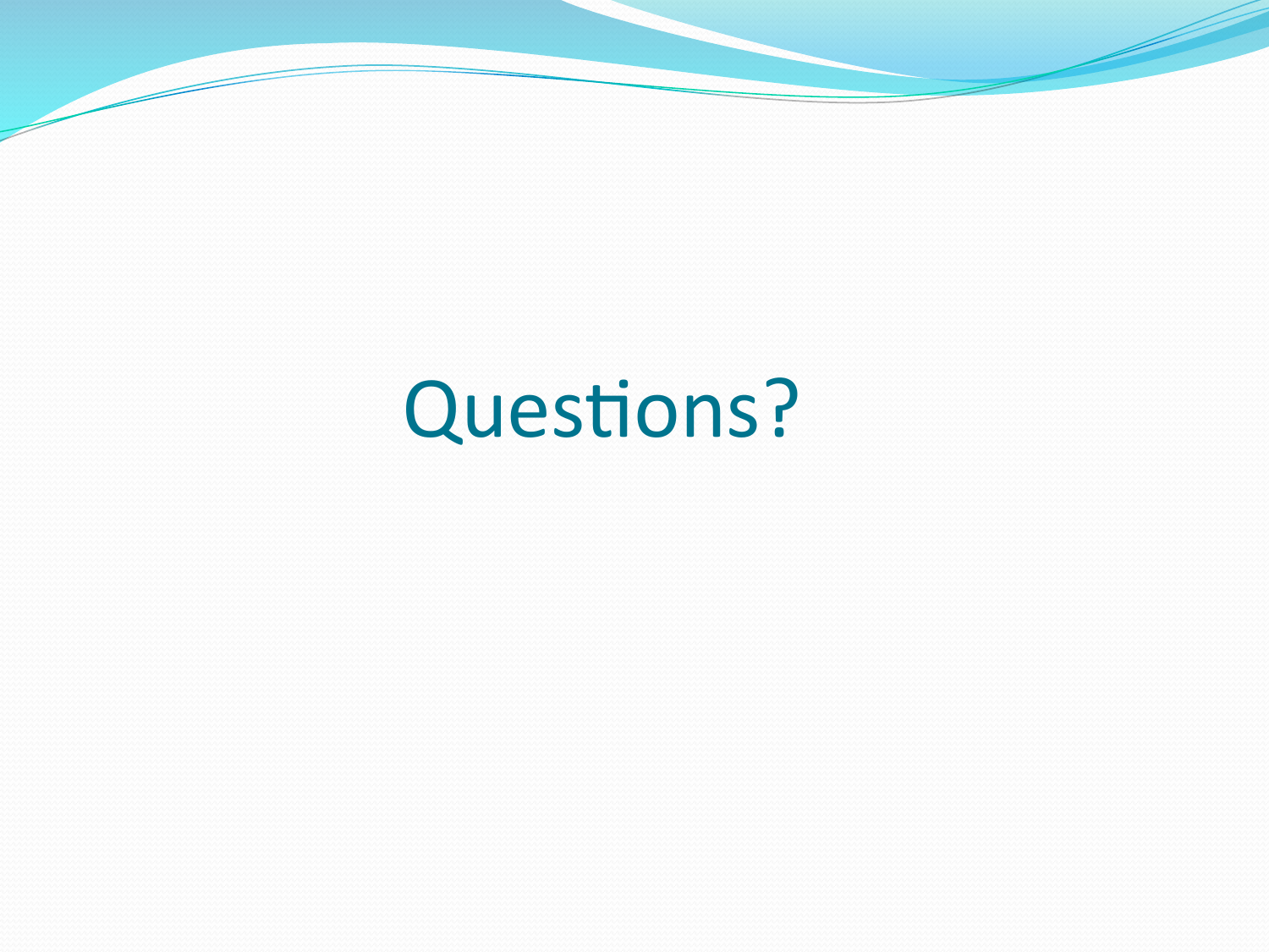# Questions?